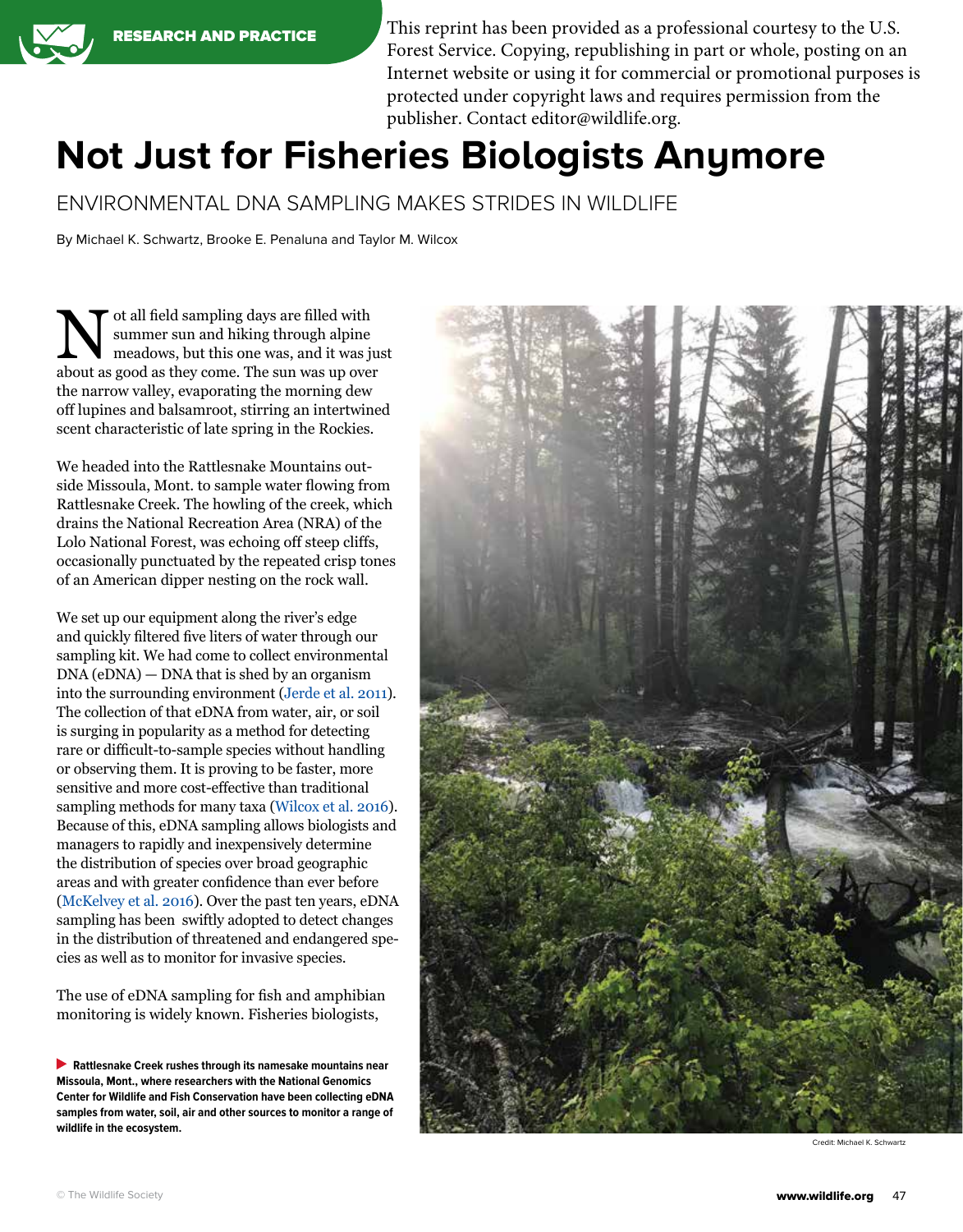RESEARCH AND PRACTICE

This reprint has been provided as a professional courtesy to the U.S. Forest Service. Copying, republishing in part or whole, posting on an Internet website or using it for commercial or promotional purposes is protected under copyright laws and requires permission from the publisher. Contact editor@wildlife.org.

# Not Just for Fisheries Biologists Anymore

## ENVIRONMENTAL DNA SAMPLING MAKES STRIDES IN WILDLIFE

By Michael K. Schwartz, Brooke E. Penaluna and Taylor M. Wilcox

Not all field sampling days are filled with summer sun and hiking through alpine meadows, but this one was, and it was just about as good as they come. The sun was up over the narrow valley, evaporating the morning dew off lupines and balsamroot, stirring an intertwined scent characteristic of late spring in the Rockies.

We headed into the Rattlesnake Mountains outside Missoula, Mont. to sample water flowing from Rattlesnake Creek. The howling of the creek, which drains the National Recreation Area (NRA) of the Lolo National Forest, was echoing off steep cliffs, occasionally punctuated by the repeated crisp tones of an American dipper nesting on the rock wall.

We set up our equipment along the river's edge and quickly filtered five liters of water through our sampling kit. We had come to collect environmental DNA (eDNA) — DNA that is shed by an organism into the surrounding environment (Jerde et al. 2011). The collection of that eDNA from water, air, or soil is surging in popularity as a method for detecting rare or difficult-to-sample species without handling or observing them. It is proving to be faster, more sensitive and more cost-effective than traditional sampling methods for many taxa (Wilcox et al. 2016). Because of this, eDNA sampling allows biologists and managers to rapidly and inexpensively determine the distribution of species over broad geographic areas and with greater confidence than ever before (McKelvey et al. 2016). Over the past ten years, eDNA sampling has been swiftly adopted to detect changes in the distribution of threatened and endangered species as well as to monitor for invasive species.

The use of eDNA sampling for fish and amphibian monitoring is widely known. Fisheries biologists,

**Rattlesnake Creek rushes through its namesake mountains near Missoula, Mont., where researchers with the National Genomics Center for Wildlife and Fish Conservation have been collecting eDNA samples from water, soil, air and other sources to monitor a range of wildlife in the ecosystem.**

Credit: Michael K. Schwartz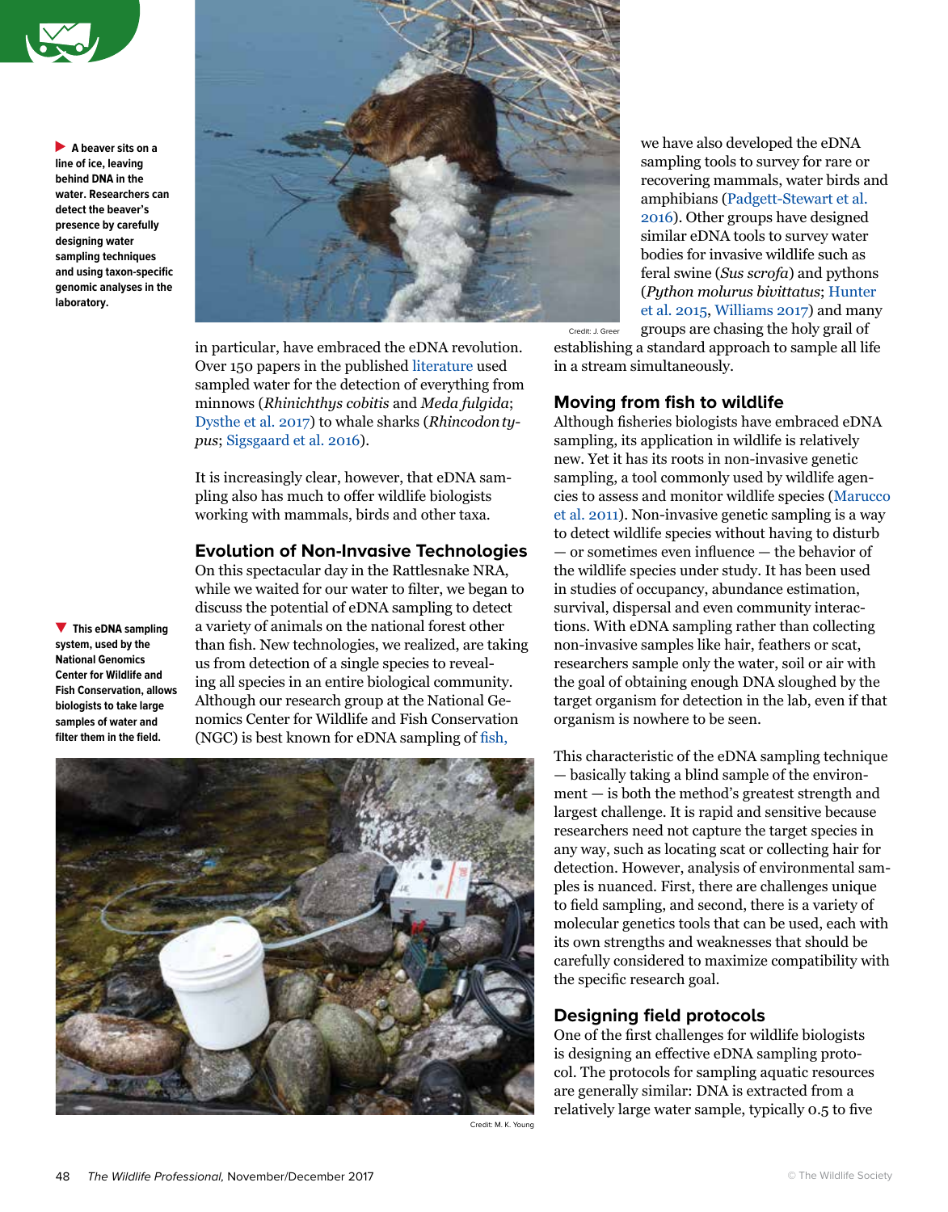▶ A beaver sits on a line of ice, leaving behind DNA in the water. Researchers can detect the beaver's presence by carefully designing water sampling techniques and using taxon-specific genomic analyses in the laboratory.

Credit: J. Greer

in particular, have embraced the eDNA revolution. Over 150 papers in the published literature used sampled water for the detection of everything from minnows (*Rhinichthys cobitis* and *Meda fulgida*; Dysthe et al. 2017) to whale sharks (*Rhincodon typus*; Sigsgaard et al. 2016).

It is increasingly clear, however, that eDNA sampling also has much to offer wildlife biologists working with mammals, birds and other taxa.

## Evolution of Non-Invasive Technologies

On this spectacular day in the Rattlesnake NRA, while we waited for our water to filter, we began to discuss the potential of eDNA sampling to detect a variety of animals on the national forest other than fish. New technologies, we realized, are taking us from detection of a single species to revealing all species in an entire biological community. Although our research group at the National Genomics Center for Wildlife and Fish Conservation (NGC) is best known for eDNA sampling of fish, we have also developed the eDNA sampling tools to survey for rare or recovering mammals, water birds and amphibians (Padgett-Stewart et al. 2016). Other groups have designed similar eDNA tools to survey water bodies for invasive wildlife such as feral swine (*Sus scrofa*) and pythons (*Python molurus bivittatus*; Hunter et al. 2015, Williams 2017) and many groups are chasing the holy grail of establishing a standard approach to sample all life in a stream simultaneously.

▼ This eDNA sampling system, used by the National Genomics Center for Wildlife and Fish Conservation, allows biologists to take large samples of water and filter them in the field.

Credit: M. K. Young

## Moving from fish to wildlife

Although fisheries biologists have embraced eDNA sampling, its application in wildlife is relatively new. Yet it has its roots in non-invasive genetic sampling, a tool commonly used by wildlife agencies to assess and monitor wildlife species (Marucco et al. 2011). Non-invasive genetic sampling is a way to detect wildlife species without having to disturb — or sometimes even influence — the behavior of the wildlife species under study. It has been used in studies of occupancy, abundance estimation, survival, dispersal and even community interactions. With eDNA sampling rather than collecting non-invasive samples like hair, feathers or scat, researchers sample only the water, soil or air with the goal of obtaining enough DNA sloughed by the target organism for detection in the lab, even if that organism is nowhere to be seen.

This characteristic of the eDNA sampling technique — basically taking a blind sample of the environment — is both the method's greatest strength and largest challenge. It is rapid and sensitive because researchers need not capture the target species in any way, such as locating scat or collecting hair for detection. However, analysis of environmental samples is nuanced. First, there are challenges unique to field sampling, and second, there is a variety of molecular genetics tools that can be used, each with its own strengths and weaknesses that should be carefully considered to maximize compatibility with the specific research goal.

## Designing field protocols

One of the first challenges for wildlife biologists is designing an effective eDNA sampling protocol. The protocols for sampling aquatic resources are generally similar: DNA is extracted from a relatively large water sample, typically 0.5 to five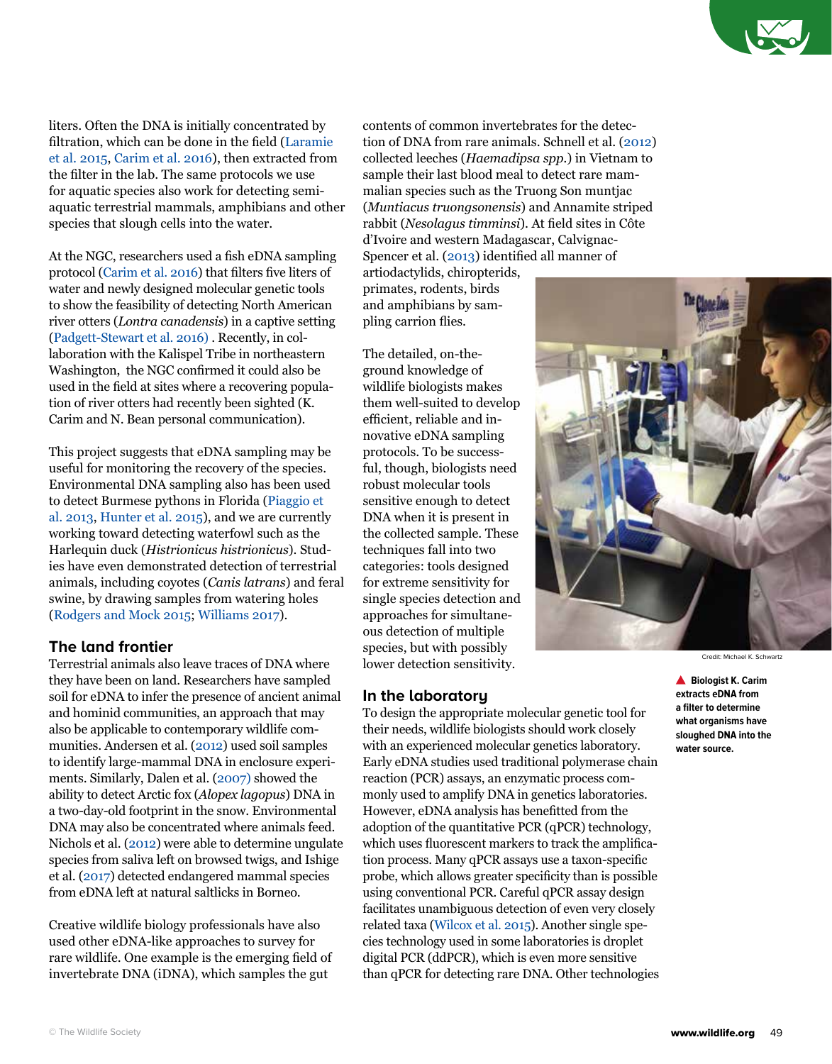liters. Often the DNA is initially concentrated by filtration, which can be done in the field (Laramie et al. 2015, Carim et al. 2016), then extracted from the filter in the lab. The same protocols we use for aquatic species also work for detecting semi-aquatic terrestrial mammals, amphibians and other species that slough cells into the water.

At the NGC, researchers used a fish eDNA sampling protocol (Carim et al. 2016) that filters five liters of water and newly designed molecular genetic tools to show the feasibility of detecting North American river otters (*Lontra canadensis*) in a captive setting (Padgett-Stewart et al. 2016) . Recently, in collaboration with the Kalispel Tribe in northeastern Washington, the NGC confirmed it could also be used in the field at sites where a recovering population of river otters had recently been sighted (K. Carim and N. Bean personal communication).

This project suggests that eDNA sampling may be useful for monitoring the recovery of the species. Environmental DNA sampling also has been used to detect Burmese pythons in Florida (Piaggio et al. 2013, Hunter et al. 2015), and we are currently working toward detecting waterfowl such as the Harlequin duck (*Histrionicus histrionicus*). Studies have even demonstrated detection of terrestrial animals, including coyotes (*Canis latrans*) and feral swine, by drawing samples from watering holes (Rodgers and Mock 2015; Williams 2017).

## The land frontier

Terrestrial animals also leave traces of DNA where they have been on land. Researchers have sampled soil for eDNA to infer the presence of ancient animal and hominid communities, an approach that may also be applicable to contemporary wildlife communities. Andersen et al. (2012) used soil samples to identify large-mammal DNA in enclosure experiments. Similarly, Dalen et al. (2007) showed the ability to detect Arctic fox (*Alopex lagopus*) DNA in a two-day-old footprint in the snow. Environmental DNA may also be concentrated where animals feed. Nichols et al. (2012) were able to determine ungulate species from saliva left on browsed twigs, and Ishige et al. (2017) detected endangered mammal species from eDNA left at natural saltlicks in Borneo.

Creative wildlife biology professionals have also used other eDNA-like approaches to survey for rare wildlife. One example is the emerging field of invertebrate DNA (iDNA), which samples the gut contents of common invertebrates for the detection of DNA from rare animals. Schnell et al. (2012) collected leeches (*Haemadipsa spp.*) in Vietnam to sample their last blood meal to detect rare mammalian species such as the Truong Son muntjac (*Muntiacus truongsonensis*) and Annamite striped rabbit (*Nesolagus timminsi*). At field sites in Côte d'Ivoire and western Madagascar, Calvignac-Spencer et al. (2013) identified all manner of artiodactylids, chiropterids, primates, rodents, birds and amphibians by sampling carrion flies.

The detailed, on-the-ground knowledge of wildlife biologists makes them well-suited to develop efficient, reliable and innovative eDNA sampling protocols. To be successful, though, biologists need robust molecular tools sensitive enough to detect DNA when it is present in the collected sample. These techniques fall into two categories: tools designed for extreme sensitivity for single species detection and approaches for simultaneous detection of multiple species, but with possibly lower detection sensitivity.

Credit: Michael K. Schwartz

**▲ Biologist K. Carim extracts eDNA from a filter to determine what organisms have sloughed DNA into the water source.**

## In the laboratory

To design the appropriate molecular genetic tool for their needs, wildlife biologists should work closely with an experienced molecular genetics laboratory. Early eDNA studies used traditional polymerase chain reaction (PCR) assays, an enzymatic process commonly used to amplify DNA in genetics laboratories. However, eDNA analysis has benefitted from the adoption of the quantitative PCR (qPCR) technology, which uses fluorescent markers to track the amplification process. Many qPCR assays use a taxon-specific probe, which allows greater specificity than is possible using conventional PCR. Careful qPCR assay design facilitates unambiguous detection of even very closely related taxa (Wilcox et al. 2015). Another single species technology used in some laboratories is droplet digital PCR (ddPCR), which is even more sensitive than qPCR for detecting rare DNA. Other technologies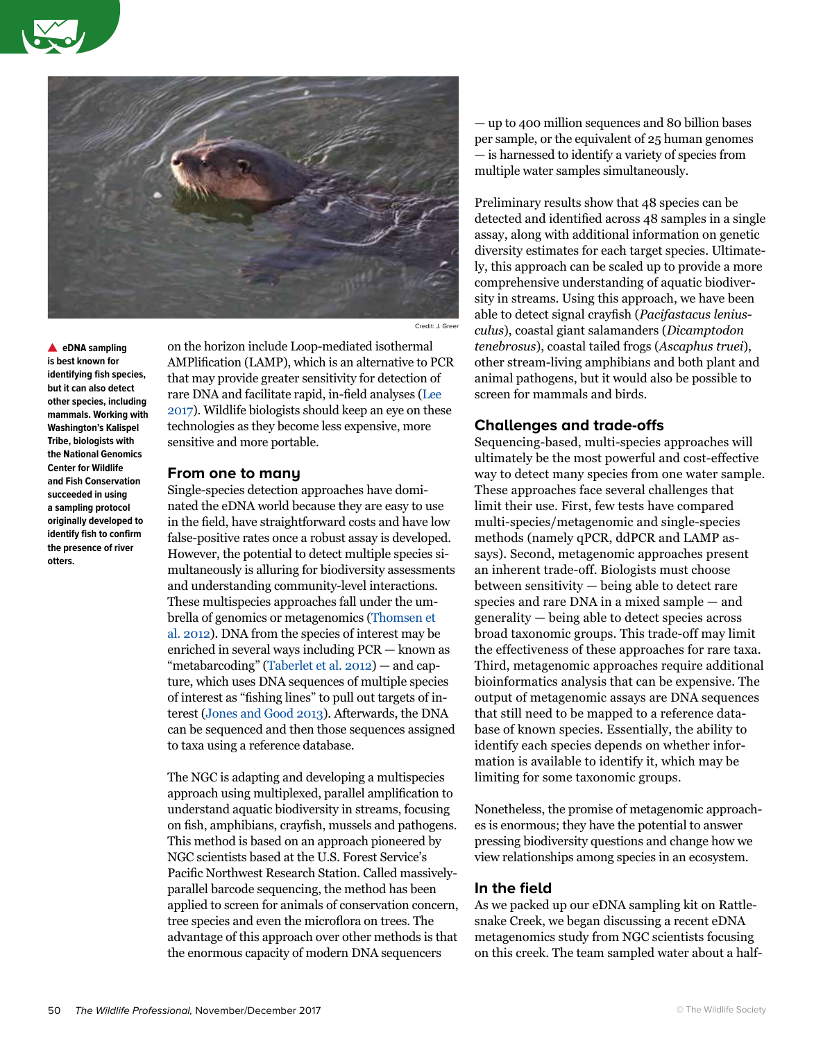▲ **eDNA sampling is best known for identifying fish species, but it can also detect other species, including mammals. Working with Washington's Kalispel Tribe, biologists with the National Genomics Center for Wildlife and Fish Conservation succeeded in using a sampling protocol originally developed to identify fish to confirm the presence of river otters.**

Credit: J. Greer

on the horizon include Loop-mediated isothermal AMPlification (LAMP), which is an alternative to PCR that may provide greater sensitivity for detection of rare DNA and facilitate rapid, in-field analyses (Lee 2017). Wildlife biologists should keep an eye on these technologies as they become less expensive, more sensitive and more portable.

## From one to many

Single-species detection approaches have dominated the eDNA world because they are easy to use in the field, have straightforward costs and have low false-positive rates once a robust assay is developed. However, the potential to detect multiple species simultaneously is alluring for biodiversity assessments and understanding community-level interactions. These multispecies approaches fall under the umbrella of genomics or metagenomics (Thomsen et al. 2012). DNA from the species of interest may be enriched in several ways including PCR — known as "metabarcoding" (Taberlet et al. 2012) — and capture, which uses DNA sequences of multiple species of interest as "fishing lines" to pull out targets of interest (Jones and Good 2013). Afterwards, the DNA can be sequenced and then those sequences assigned to taxa using a reference database.

The NGC is adapting and developing a multispecies approach using multiplexed, parallel amplification to understand aquatic biodiversity in streams, focusing on fish, amphibians, crayfish, mussels and pathogens. This method is based on an approach pioneered by NGC scientists based at the U.S. Forest Service's Pacific Northwest Research Station. Called massively-parallel barcode sequencing, the method has been applied to screen for animals of conservation concern, tree species and even the microflora on trees. The advantage of this approach over other methods is that the enormous capacity of modern DNA sequencers — up to 400 million sequences and 80 billion bases per sample, or the equivalent of 25 human genomes — is harnessed to identify a variety of species from multiple water samples simultaneously.

Preliminary results show that 48 species can be detected and identified across 48 samples in a single assay, along with additional information on genetic diversity estimates for each target species. Ultimately, this approach can be scaled up to provide a more comprehensive understanding of aquatic biodiversity in streams. Using this approach, we have been able to detect signal crayfish (*Pacifastacus leniusculus*), coastal giant salamanders (*Dicamptodon tenebrosus*), coastal tailed frogs (*Ascaphus truei*), other stream-living amphibians and both plant and animal pathogens, but it would also be possible to screen for mammals and birds.

## Challenges and trade-offs

Sequencing-based, multi-species approaches will ultimately be the most powerful and cost-effective way to detect many species from one water sample. These approaches face several challenges that limit their use. First, few tests have compared multi-species/metagenomic and single-species methods (namely qPCR, ddPCR and LAMP assays). Second, metagenomic approaches present an inherent trade-off. Biologists must choose between sensitivity — being able to detect rare species and rare DNA in a mixed sample — and generality — being able to detect species across broad taxonomic groups. This trade-off may limit the effectiveness of these approaches for rare taxa. Third, metagenomic approaches require additional bioinformatics analysis that can be expensive. The output of metagenomic assays are DNA sequences that still need to be mapped to a reference database of known species. Essentially, the ability to identify each species depends on whether information is available to identify it, which may be limiting for some taxonomic groups.

Nonetheless, the promise of metagenomic approaches is enormous; they have the potential to answer pressing biodiversity questions and change how we view relationships among species in an ecosystem.

## In the field

As we packed up our eDNA sampling kit on Rattlesnake Creek, we began discussing a recent eDNA metagenomics study from NGC scientists focusing on this creek. The team sampled water about a half-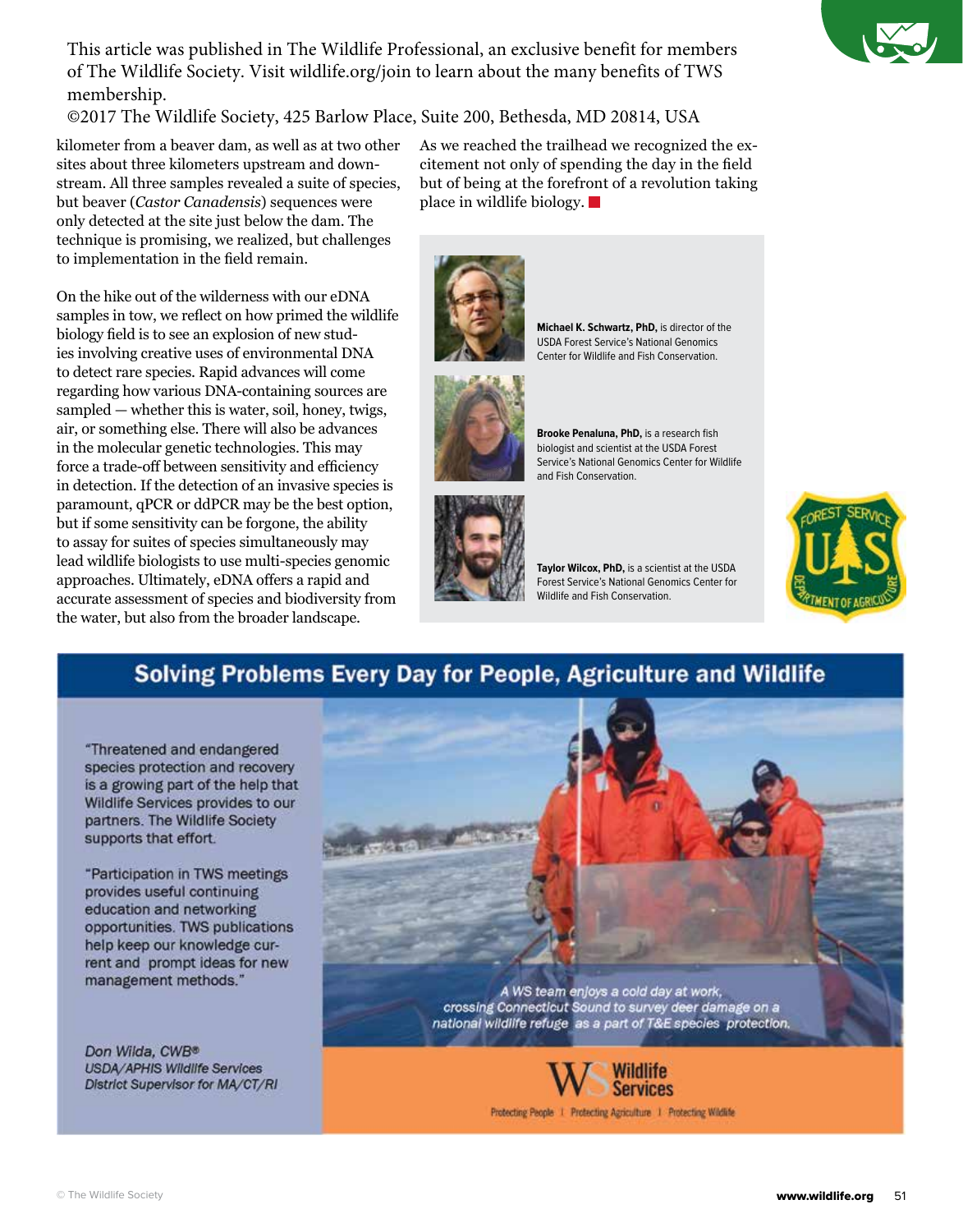This article was published in The Wildlife Professional, an exclusive benefit for members of The Wildlife Society. Visit wildlife.org/join to learn about the many benefits of TWS membership.

©2017 The Wildlife Society, 425 Barlow Place, Suite 200, Bethesda, MD 20814, USA

kilometer from a beaver dam, as well as at two other sites about three kilometers upstream and downstream. All three samples revealed a suite of species, but beaver (*Castor Canadensis*) sequences were only detected at the site just below the dam. The technique is promising, we realized, but challenges to implementation in the field remain.

On the hike out of the wilderness with our eDNA samples in tow, we reflect on how primed the wildlife biology field is to see an explosion of new studies involving creative uses of environmental DNA to detect rare species. Rapid advances will come regarding how various DNA-containing sources are sampled — whether this is water, soil, honey, twigs, air, or something else. There will also be advances in the molecular genetic technologies. This may force a trade-off between sensitivity and efficiency in detection. If the detection of an invasive species is paramount, qPCR or ddPCR may be the best option, but if some sensitivity can be forgone, the ability to assay for suites of species simultaneously may lead wildlife biologists to use multi-species genomic approaches. Ultimately, eDNA offers a rapid and accurate assessment of species and biodiversity from the water, but also from the broader landscape.

As we reached the trailhead we recognized the excitement not only of spending the day in the field but of being at the forefront of a revolution taking place in wildlife biology. ■

**Michael K. Schwartz, PhD,** is director of the USDA Forest Service's National Genomics Center for Wildlife and Fish Conservation.

**Brooke Penaluna, PhD,** is a research fish biologist and scientist at the USDA Forest Service's National Genomics Center for Wildlife and Fish Conservation.

**Taylor Wilcox, PhD,** is a scientist at the USDA Forest Service's National Genomics Center for Wildlife and Fish Conservation.

## Solving Problems Every Day for People, Agriculture and Wildlife

"Threatened and endangered species protection and recovery is a growing part of the help that Wildlife Services provides to our partners. The Wildlife Society supports that effort.

"Participation in TWS meetings provides useful continuing education and networking opportunities. TWS publications help keep our knowledge current and prompt ideas for new management methods."

*Don Wilda, CWB®*
*USDA/APHIS Wildlife Services*
*District Supervisor for MA/CT/RI*

*A WS team enjoys a cold day at work, crossing Connecticut Sound to survey deer damage on a national wildlife refuge as a part of T&E species protection.*

Wildlife Services

Protecting People | Protecting Agriculture | Protecting Wildlife